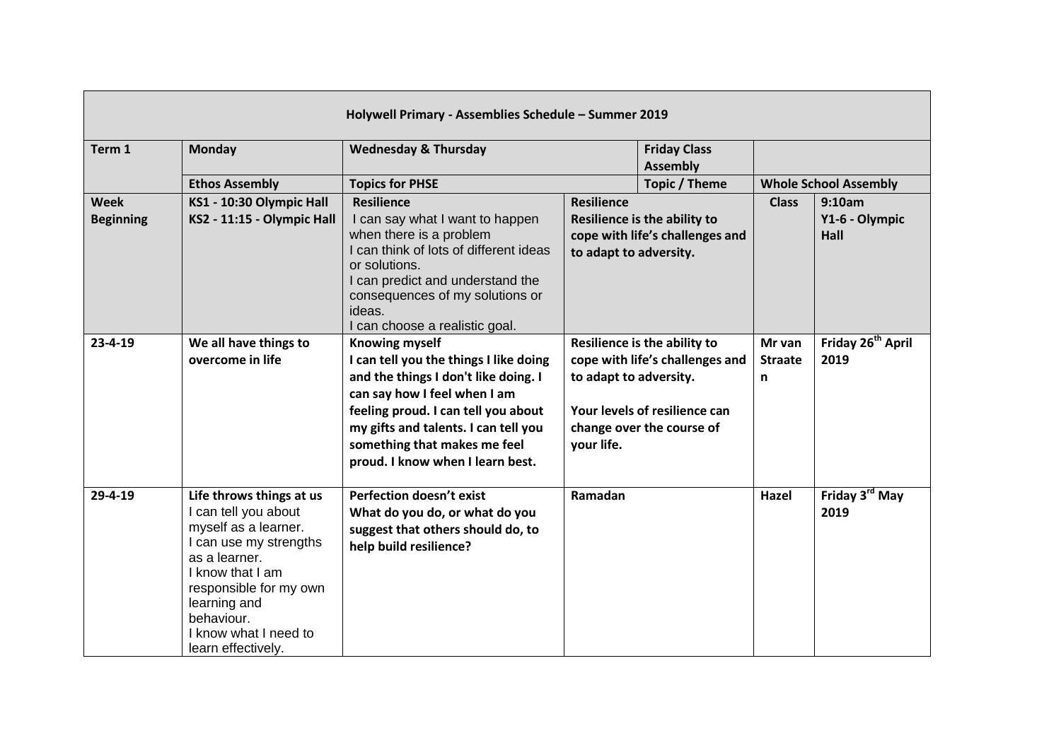| Holywell Primary - Assemblies Schedule – Summer 2019 | | | | | |
|---|---|---|---|---|---|
| **Term 1** | **Monday** | **Wednesday & Thursday** | **Friday Class Assembly** | | |
| | **Ethos Assembly** | **Topics for PHSE** | **Topic / Theme** | **Whole School Assembly** | |
| **Week Beginning** | **KS1 - 10:30 Olympic Hall**<br>**KS2 - 11:15 - Olympic Hall** | **Resilience**<br>I can say what I want to happen when there is a problem<br>I can think of lots of different ideas or solutions.<br>I can predict and understand the consequences of my solutions or ideas.<br>I can choose a realistic goal. | **Resilience**<br>**Resilience is the ability to cope with life's challenges and to adapt to adversity.** | **Class** | **9:10am**<br>**Y1-6 - Olympic Hall** |
| **23-4-19** | **We all have things to overcome in life** | **Knowing myself**<br>**I can tell you the things I like doing and the things I don't like doing. I can say how I feel when I am feeling proud. I can tell you about my gifts and talents. I can tell you something that makes me feel proud. I know when I learn best.** | **Resilience is the ability to cope with life's challenges and to adapt to adversity.**<br><br>**Your levels of resilience can change over the course of your life.** | **Mr van Straaten** | **Friday 26th April 2019** |
| **29-4-19** | **Life throws things at us**<br>I can tell you about myself as a learner.<br>I can use my strengths as a learner.<br>I know that I am responsible for my own learning and behaviour.<br>I know what I need to learn effectively. | **Perfection doesn't exist**<br>**What do you do, or what do you suggest that others should do, to help build resilience?** | **Ramadan** | **Hazel** | **Friday 3rd May 2019** |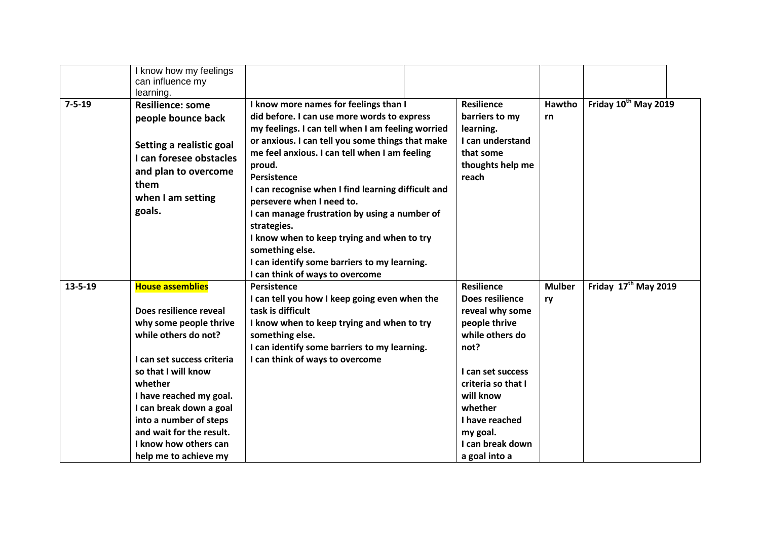| | | | | | |
|---|---|---|---|---|---|
| | I know how my feelings can influence my learning. | | | | |
| 7-5-19 | **Resilience: some people bounce back**<br><br>**Setting a realistic goal I can foresee obstacles and plan to overcome them when I am setting goals.** | **I know more names for feelings than I did before. I can use more words to express my feelings. I can tell when I am feeling worried or anxious. I can tell you some things that make me feel anxious. I can tell when I am feeling proud.**<br>**Persistence**<br>**I can recognise when I find learning difficult and persevere when I need to.**<br>**I can manage frustration by using a number of strategies.**<br>**I know when to keep trying and when to try something else.**<br>**I can identify some barriers to my learning.**<br>**I can think of ways to overcome** | **Resilience barriers to my learning.**<br>**I can understand that some thoughts help me reach** | **Hawthorn** | **Friday 10th May 2019** |
| 13-5-19 | **House assemblies**<br><br>**Does resilience reveal why some people thrive while others do not?**<br><br>**I can set success criteria so that I will know whether I have reached my goal.**<br>**I can break down a goal into a number of steps and wait for the result.**<br>**I know how others can help me to achieve my** | **Persistence**<br>**I can tell you how I keep going even when the task is difficult**<br>**I know when to keep trying and when to try something else.**<br>**I can identify some barriers to my learning.**<br>**I can think of ways to overcome** | **Resilience**<br>**Does resilience reveal why some people thrive while others do not?**<br><br>**I can set success criteria so that I will know whether I have reached my goal.**<br>**I can break down a goal into a** | **Mulberry** | **Friday 17th May 2019** |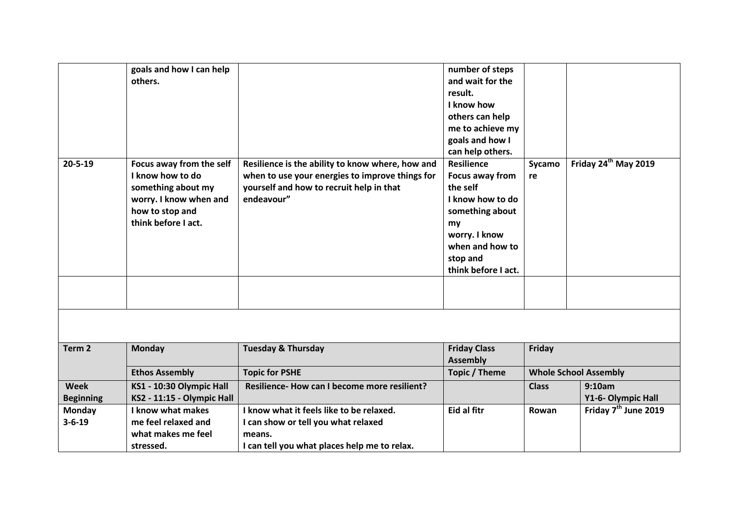| | | | | | |
|---|---|---|---|---|---|
| | goals and how I can help others. | | number of steps and wait for the result. I know how others can help me to achieve my goals and how I can help others. | | |
| 20-5-19 | Focus away from the self I know how to do something about my worry. I know when and how to stop and think before I act. | Resilience is the ability to know where, how and when to use your energies to improve things for yourself and how to recruit help in that endeavour" | Resilience Focus away from the self I know how to do something about my worry. I know when and how to stop and think before I act. | Sycamore | Friday 24th May 2019 |
| | | | | | |

| Term 2 | Monday | Tuesday & Thursday | Friday Class Assembly | Friday | |
|---|---|---|---|---|---|
| | Ethos Assembly | Topic for PSHE | Topic / Theme | Whole School Assembly | |
| Week Beginning | KS1 - 10:30 Olympic Hall KS2 - 11:15 - Olympic Hall | Resilience- How can I become more resilient? | | Class | 9:10am Y1-6- Olympic Hall |
| Monday 3-6-19 | I know what makes me feel relaxed and what makes me feel stressed. | I know what it feels like to be relaxed. I can show or tell you what relaxed means. I can tell you what places help me to relax. | Eid al fitr | Rowan | Friday 7th June 2019 |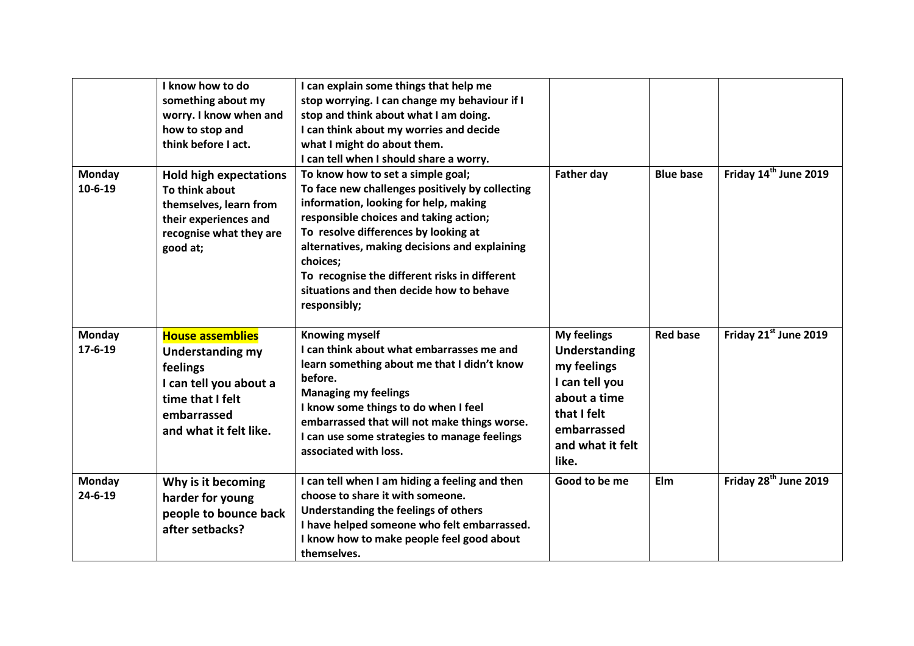| | | | | | |
|---|---|---|---|---|---|
| | **I know how to do something about my worry. I know when and how to stop and think before I act.** | **I can explain some things that help me stop worrying. I can change my behaviour if I stop and think about what I am doing. I can think about my worries and decide what I might do about them. I can tell when I should share a worry.** | | | |
| **Monday 10-6-19** | **Hold high expectations To think about themselves, learn from their experiences and recognise what they are good at;** | **To know how to set a simple goal; To face new challenges positively by collecting information, looking for help, making responsible choices and taking action; To resolve differences by looking at alternatives, making decisions and explaining choices; To recognise the different risks in different situations and then decide how to behave responsibly;** | **Father day** | **Blue base** | **Friday 14th June 2019** |
| **Monday 17-6-19** | **House assemblies Understanding my feelings I can tell you about a time that I felt embarrassed and what it felt like.** | **Knowing myself I can think about what embarrasses me and learn something about me that I didn't know before. Managing my feelings I know some things to do when I feel embarrassed that will not make things worse. I can use some strategies to manage feelings associated with loss.** | **My feelings Understanding my feelings I can tell you about a time that I felt embarrassed and what it felt like.** | **Red base** | **Friday 21st June 2019** |
| **Monday 24-6-19** | **Why is it becoming harder for young people to bounce back after setbacks?** | **I can tell when I am hiding a feeling and then choose to share it with someone. Understanding the feelings of others I have helped someone who felt embarrassed. I know how to make people feel good about themselves.** | **Good to be me** | **Elm** | **Friday 28th June 2019** |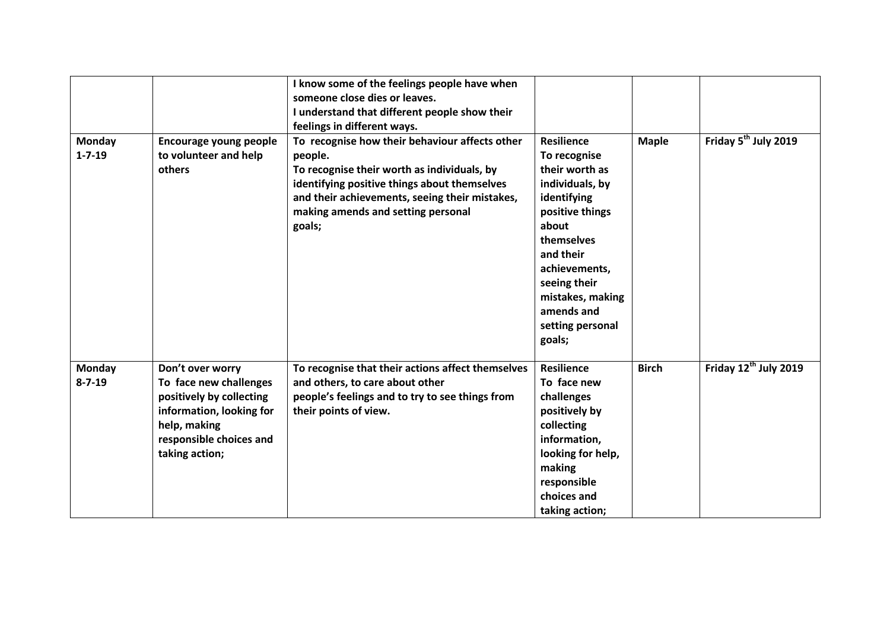| | | | | | |
|---|---|---|---|---|---|
| | | **I know some of the feelings people have when someone close dies or leaves.** **I understand that different people show their feelings in different ways.** | | | |
| **Monday 1-7-19** | **Encourage young people to volunteer and help others** | **To recognise how their behaviour affects other people.** **To recognise their worth as individuals, by identifying positive things about themselves and their achievements, seeing their mistakes, making amends and setting personal goals;** | **Resilience** **To recognise their worth as individuals, by identifying positive things about themselves and their achievements, seeing their mistakes, making amends and setting personal goals;** | **Maple** | **Friday 5th July 2019** |
| **Monday 8-7-19** | **Don't over worry** **To face new challenges positively by collecting information, looking for help, making responsible choices and taking action;** | **To recognise that their actions affect themselves and others, to care about other people's feelings and to try to see things from their points of view.** | **Resilience** **To face new challenges positively by collecting information, looking for help, making responsible choices and taking action;** | **Birch** | **Friday 12th July 2019** |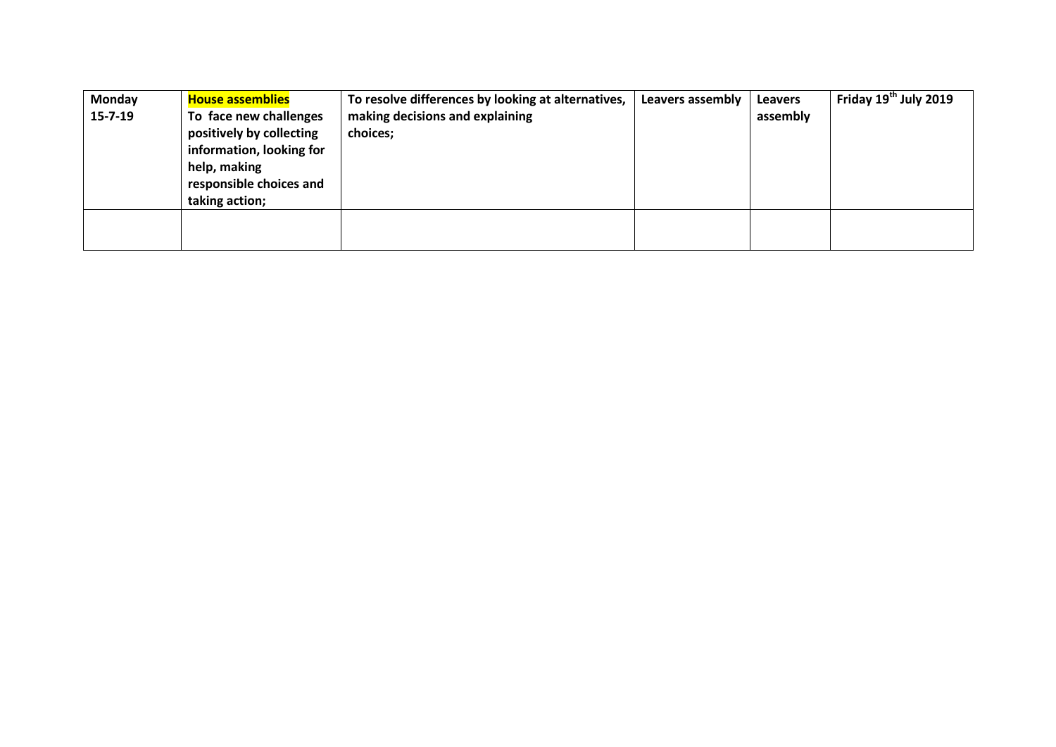| | | | | | |
|---|---|---|---|---|---|
| **Monday 15-7-19** | **House assemblies** **To face new challenges positively by collecting information, looking for help, making responsible choices and taking action;** | **To resolve differences by looking at alternatives, making decisions and explaining choices;** | **Leavers assembly** | **Leavers assembly** | **Friday 19th July 2019** |
| | | | | | |